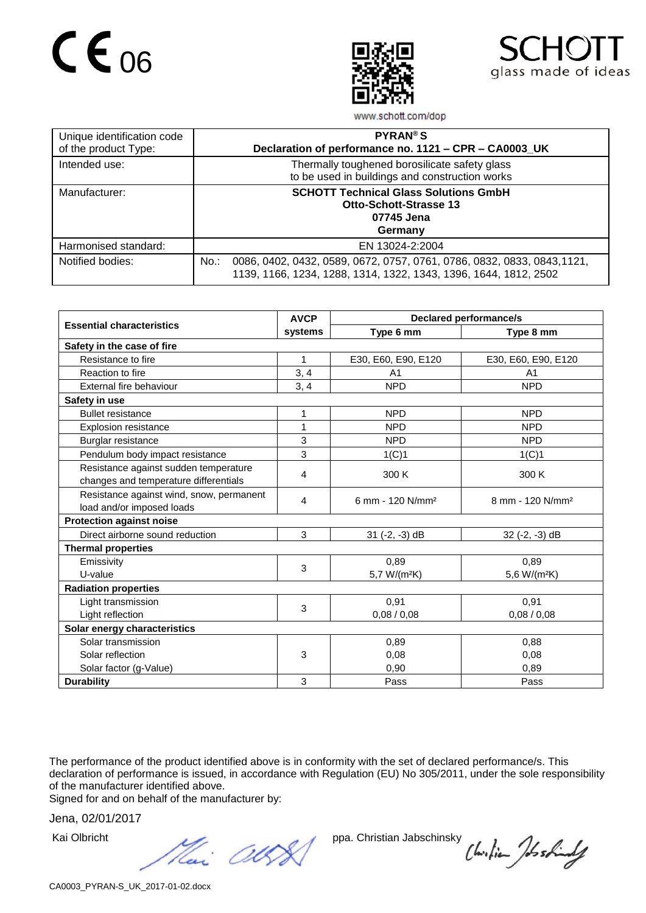CE 06

www.schott.com/dop

SCHOTT
glass made of ideas

| Unique identification code of the product Type: | **PYRAN® S**<br>**Declaration of performance no. 1121 – CPR – CA0003_UK** |
|---|---|
| Intended use: | Thermally toughened borosilicate safety glass to be used in buildings and construction works |
| Manufacturer: | **SCHOTT Technical Glass Solutions GmbH**<br>**Otto-Schott-Strasse 13**<br>**07745 Jena**<br>**Germany** |
| Harmonised standard: | EN 13024-2:2004 |
| Notified bodies: | No.: 0086, 0402, 0432, 0589, 0672, 0757, 0761, 0786, 0832, 0833, 0843,1121, 1139, 1166, 1234, 1288, 1314, 1322, 1343, 1396, 1644, 1812, 2502 |

| **Essential characteristics** | **AVCP systems** | **Declared performance/s** | |
|---|---|---|---|
| | | **Type 6 mm** | **Type 8 mm** |
| **Safety in the case of fire** | | | |
| Resistance to fire | 1 | E30, E60, E90, E120 | E30, E60, E90, E120 |
| Reaction to fire | 3, 4 | A1 | A1 |
| External fire behaviour | 3, 4 | NPD | NPD |
| **Safety in use** | | | |
| Bullet resistance | 1 | NPD | NPD |
| Explosion resistance | 1 | NPD | NPD |
| Burglar resistance | 3 | NPD | NPD |
| Pendulum body impact resistance | 3 | 1(C)1 | 1(C)1 |
| Resistance against sudden temperature changes and temperature differentials | 4 | 300 K | 300 K |
| Resistance against wind, snow, permanent load and/or imposed loads | 4 | 6 mm - 120 N/mm² | 8 mm - 120 N/mm² |
| **Protection against noise** | | | |
| Direct airborne sound reduction | 3 | 31 (-2, -3) dB | 32 (-2, -3) dB |
| **Thermal properties** | | | |
| Emissivity<br>U-value | 3 | 0,89<br>5,7 W/(m²K) | 0,89<br>5,6 W/(m²K) |
| **Radiation properties** | | | |
| Light transmission<br>Light reflection | 3 | 0,91<br>0,08 / 0,08 | 0,91<br>0,08 / 0,08 |
| **Solar energy characteristics** | | | |
| Solar transmission<br>Solar reflection<br>Solar factor (g-Value) | 3 | 0,89<br>0,08<br>0,90 | 0,88<br>0,08<br>0,89 |
| **Durability** | 3 | Pass | Pass |

The performance of the product identified above is in conformity with the set of declared performance/s. This declaration of performance is issued, in accordance with Regulation (EU) No 305/2011, under the sole responsibility of the manufacturer identified above.
Signed for and on behalf of the manufacturer by:

Jena, 02/01/2017

Kai Olbricht ppa. Christian Jabschinsky

CA0003_PYRAN-S_UK_2017-01-02.docx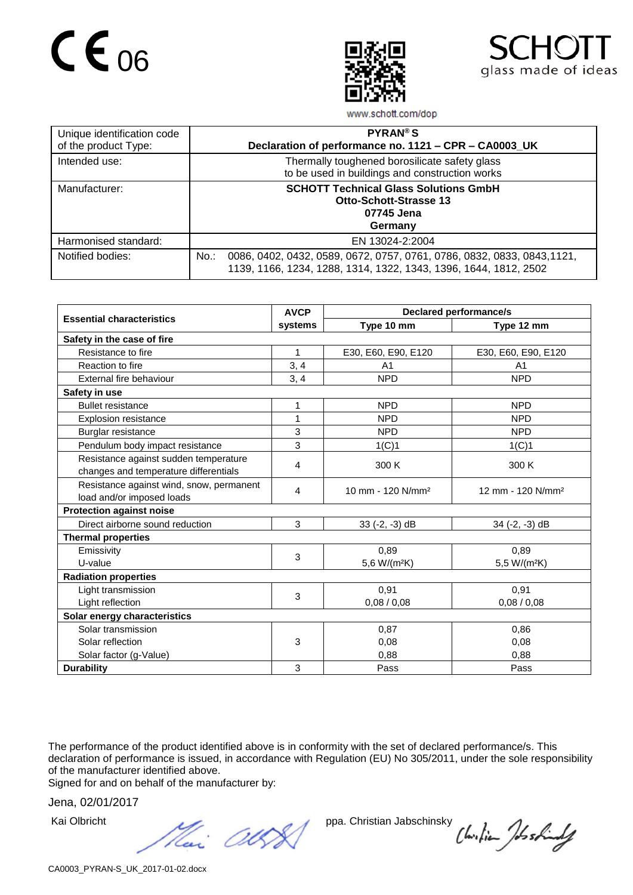CE 06

www.schott.com/dop

**SCHOTT**
glass made of ideas

| | |
|---|---|
| Unique identification code of the product Type: | **PYRAN® S**<br>**Declaration of performance no. 1121 – CPR – CA0003_UK** |
| Intended use: | Thermally toughened borosilicate safety glass to be used in buildings and construction works |
| Manufacturer: | **SCHOTT Technical Glass Solutions GmbH**<br>**Otto-Schott-Strasse 13**<br>**07745 Jena**<br>**Germany** |
| Harmonised standard: | EN 13024-2:2004 |
| Notified bodies: | No.: 0086, 0402, 0432, 0589, 0672, 0757, 0761, 0786, 0832, 0833, 0843,1121, 1139, 1166, 1234, 1288, 1314, 1322, 1343, 1396, 1644, 1812, 2502 |

| **Essential characteristics** | **AVCP systems** | **Declared performance/s** | |
|---|---|---|---|
| | | **Type 10 mm** | **Type 12 mm** |
| **Safety in the case of fire** | | | |
| Resistance to fire | 1 | E30, E60, E90, E120 | E30, E60, E90, E120 |
| Reaction to fire | 3, 4 | A1 | A1 |
| External fire behaviour | 3, 4 | NPD | NPD |
| **Safety in use** | | | |
| Bullet resistance | 1 | NPD | NPD |
| Explosion resistance | 1 | NPD | NPD |
| Burglar resistance | 3 | NPD | NPD |
| Pendulum body impact resistance | 3 | 1(C)1 | 1(C)1 |
| Resistance against sudden temperature changes and temperature differentials | 4 | 300 K | 300 K |
| Resistance against wind, snow, permanent load and/or imposed loads | 4 | 10 mm - 120 N/mm² | 12 mm - 120 N/mm² |
| **Protection against noise** | | | |
| Direct airborne sound reduction | 3 | 33 (-2, -3) dB | 34 (-2, -3) dB |
| **Thermal properties** | | | |
| Emissivity<br>U-value | 3 | 0,89<br>5,6 W/(m²K) | 0,89<br>5,5 W/(m²K) |
| **Radiation properties** | | | |
| Light transmission<br>Light reflection | 3 | 0,91<br>0,08 / 0,08 | 0,91<br>0,08 / 0,08 |
| **Solar energy characteristics** | | | |
| Solar transmission<br>Solar reflection<br>Solar factor (g-Value) | 3 | 0,87<br>0,08<br>0,88 | 0,86<br>0,08<br>0,88 |
| **Durability** | 3 | Pass | Pass |

The performance of the product identified above is in conformity with the set of declared performance/s. This declaration of performance is issued, in accordance with Regulation (EU) No 305/2011, under the sole responsibility of the manufacturer identified above.
Signed for and on behalf of the manufacturer by:

Jena, 02/01/2017

Kai Olbricht ppa. Christian Jabschinsky

CA0003_PYRAN-S_UK_2017-01-02.docx